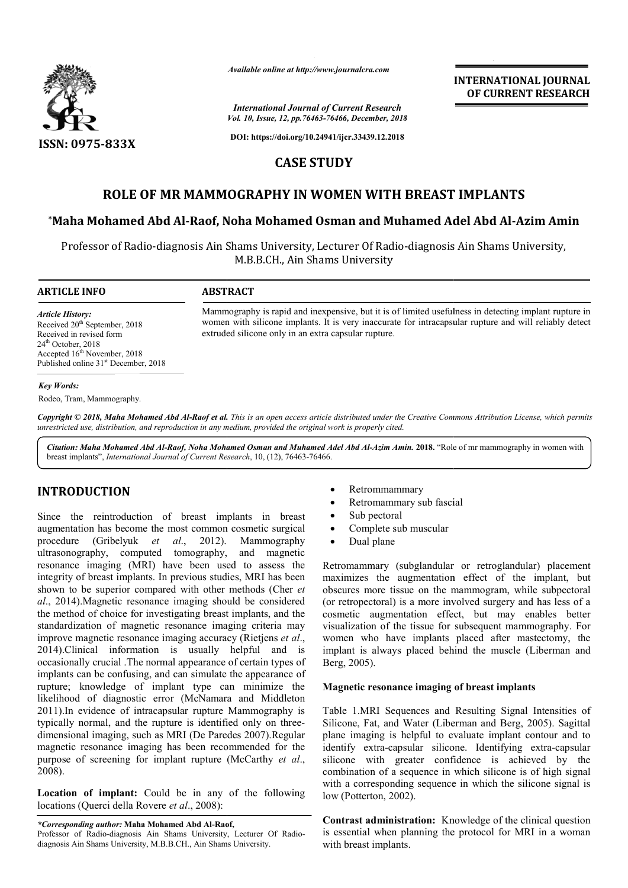# CASE STUDY

# ROLE OF MR MAMMOGRAPHY IN WOMEN WITH BREAST IMPLANTS

**\*Maha Mohamed Abd Al-Raof, Noha Mohamed Osman and Muhamed Adel Abd Al-Azim Amin**

Professor of Radio-diagnosis Ain Shams University, Lecturer Of Radio-diagnosis Ain Shams University, M.B.B.CH., Ain Shams University

## ARTICLE INFO

*Article History:*
Received 20th September, 2018
Received in revised form
24th October, 2018
Accepted 16th November, 2018
Published online 31st December, 2018

*Key Words:*
Rodeo, Tram, Mammography.

## ABSTRACT

Mammography is rapid and inexpensive, but it is of limited usefulness in detecting implant rupture in women with silicone implants. It is very inaccurate for intracapsular rupture and will reliably detect extruded silicone only in an extra capsular rupture.

*Copyright © 2018, Maha Mohamed Abd Al-Raof et al. This is an open access article distributed under the Creative Commons Attribution License, which permits unrestricted use, distribution, and reproduction in any medium, provided the original work is properly cited.*

*Citation: Maha Mohamed Abd Al-Raof, Noha Mohamed Osman and Muhamed Adel Abd Al-Azim Amin.* **2018.** "Role of mr mammography in women with breast implants", *International Journal of Current Research*, 10, (12), 76463-76466.

## INTRODUCTION

Since the reintroduction of breast implants in breast augmentation has become the most common cosmetic surgical procedure (Gribelyuk *et al*., 2012). Mammography ultrasonography, computed tomography, and magnetic resonance imaging (MRI) have been used to assess the integrity of breast implants. In previous studies, MRI has been shown to be superior compared with other methods (Cher *et al*., 2014).Magnetic resonance imaging should be considered the method of choice for investigating breast implants, and the standardization of magnetic resonance imaging criteria may improve magnetic resonance imaging accuracy (Rietjens *et al*., 2014).Clinical information is usually helpful and is occasionally crucial .The normal appearance of certain types of implants can be confusing, and can simulate the appearance of rupture; knowledge of implant type can minimize the likelihood of diagnostic error (McNamara and Middleton 2011).In evidence of intracapsular rupture Mammography is typically normal, and the rupture is identified only on three-dimensional imaging, such as MRI (De Paredes 2007).Regular magnetic resonance imaging has been recommended for the purpose of screening for implant rupture (McCarthy *et al*., 2008).

**Location of implant:** Could be in any of the following locations (Querci della Rovere *et al*., 2008):

- Retrommammary
- Retrommammary sub fascial
- Sub pectoral
- Complete sub muscular
- Dual plane

Retromammary (subglandular or retroglandular) placement maximizes the augmentation effect of the implant, but obscures more tissue on the mammogram, while subpectoral (or retropectoral) is a more involved surgery and has less of a cosmetic augmentation effect, but may enables better visualization of the tissue for subsequent mammography. For women who have implants placed after mastectomy, the implant is always placed behind the muscle (Liberman and Berg, 2005).

### Magnetic resonance imaging of breast implants

Table 1.MRI Sequences and Resulting Signal Intensities of Silicone, Fat, and Water (Liberman and Berg, 2005). Sagittal plane imaging is helpful to evaluate implant contour and to identify extra-capsular silicone. Identifying extra-capsular silicone with greater confidence is achieved by the combination of a sequence in which silicone is of high signal with a corresponding sequence in which the silicone signal is low (Potterton, 2002).

**Contrast administration:** Knowledge of the clinical question is essential when planning the protocol for MRI in a woman with breast implants.

*\*Corresponding author:* **Maha Mohamed Abd Al-Raof,**
Professor of Radio-diagnosis Ain Shams University, Lecturer Of Radio-diagnosis Ain Shams University, M.B.B.CH., Ain Shams University.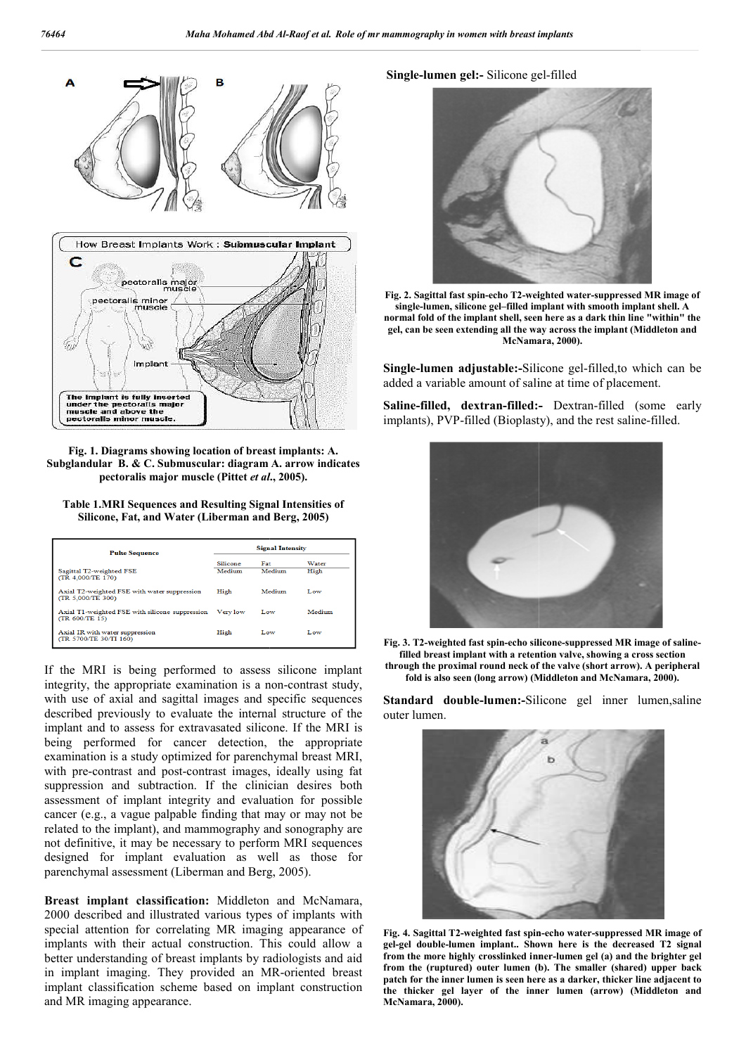Fig. 1. Diagrams showing location of breast implants: A. Subglandular B. & C. Submuscular: diagram A. arrow indicates pectoralis major muscle (Pittet *et al*., 2005).

**Table 1.MRI Sequences and Resulting Signal Intensities of Silicone, Fat, and Water (Liberman and Berg, 2005)**

| Pulse Sequence | Signal Intensity | | |
|---|---|---|---|
| | Silicone | Fat | Water |
| Sagittal T2-weighted FSE (TR 4,000/TE 170) | Medium | Medium | High |
| Axial T2-weighted FSE with water suppression (TR 5,000/TE 300) | High | Medium | Low |
| Axial T1-weighted FSE with silicone suppression (TR 600/TE 15) | Very low | Low | Medium |
| Axial IR with water suppression (TR 5700/TE 30/TI 160) | High | Low | Low |

If the MRI is being performed to assess silicone implant integrity, the appropriate examination is a non-contrast study, with use of axial and sagittal images and specific sequences described previously to evaluate the internal structure of the implant and to assess for extravasated silicone. If the MRI is being performed for cancer detection, the appropriate examination is a study optimized for parenchymal breast MRI, with pre-contrast and post-contrast images, ideally using fat suppression and subtraction. If the clinician desires both assessment of implant integrity and evaluation for possible cancer (e.g., a vague palpable finding that may or may not be related to the implant), and mammography and sonography are not definitive, it may be necessary to perform MRI sequences designed for implant evaluation as well as those for parenchymal assessment (Liberman and Berg, 2005).

**Breast implant classification:** Middleton and McNamara, 2000 described and illustrated various types of implants with special attention for correlating MR imaging appearance of implants with their actual construction. This could allow a better understanding of breast implants by radiologists and aid in implant imaging. They provided an MR-oriented breast implant classification scheme based on implant construction and MR imaging appearance.

**Single-lumen gel:-** Silicone gel-filled

Fig. 2. Sagittal fast spin-echo T2-weighted water-suppressed MR image of single-lumen, silicone gel–filled implant with smooth implant shell. A normal fold of the implant shell, seen here as a dark thin line "within" the gel, can be seen extending all the way across the implant (Middleton and McNamara, 2000).

**Single-lumen adjustable:-**Silicone gel-filled,to which can be added a variable amount of saline at time of placement.

**Saline-filled, dextran-filled:-** Dextran-filled (some early implants), PVP-filled (Bioplasty), and the rest saline-filled.

Fig. 3. T2-weighted fast spin-echo silicone-suppressed MR image of saline-filled breast implant with a retention valve, showing a cross section through the proximal round neck of the valve (short arrow). A peripheral fold is also seen (long arrow) (Middleton and McNamara, 2000).

**Standard double-lumen:-**Silicone gel inner lumen,saline outer lumen.

Fig. 4. Sagittal T2-weighted fast spin-echo water-suppressed MR image of gel-gel double-lumen implant.. Shown here is the decreased T2 signal from the more highly crosslinked inner-lumen gel (a) and the brighter gel from the (ruptured) outer lumen (b). The smaller (shared) upper back patch for the inner lumen is seen here as a darker, thicker line adjacent to the thicker gel layer of the inner lumen (arrow) (Middleton and McNamara, 2000).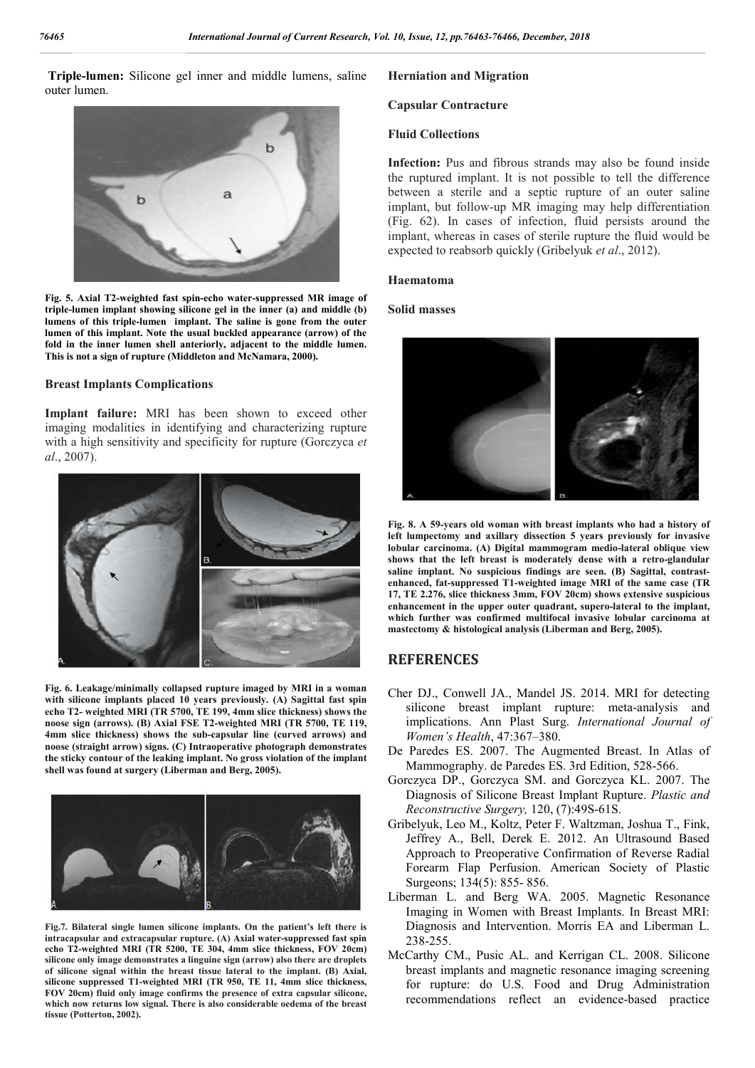**Triple-lumen:** Silicone gel inner and middle lumens, saline outer lumen.

**Fig. 5. Axial T2-weighted fast spin-echo water-suppressed MR image of triple-lumen implant showing silicone gel in the inner (a) and middle (b) lumens of this triple-lumen implant. The saline is gone from the outer lumen of this implant. Note the usual buckled appearance (arrow) of the fold in the inner lumen shell anteriorly, adjacent to the middle lumen. This is not a sign of rupture (Middleton and McNamara, 2000).**

### Breast Implants Complications

**Implant failure:** MRI has been shown to exceed other imaging modalities in identifying and characterizing rupture with a high sensitivity and specificity for rupture (Gorczyca *et al*., 2007).

**Fig. 6. Leakage/minimally collapsed rupture imaged by MRI in a woman with silicone implants placed 10 years previously. (A) Sagittal fast spin echo T2- weighted MRI (TR 5700, TE 199, 4mm slice thickness) shows the noose sign (arrows). (B) Axial FSE T2-weighted MRI (TR 5700, TE 119, 4mm slice thickness) shows the sub-capsular line (curved arrows) and noose (straight arrow) signs. (C) Intraoperative photograph demonstrates the sticky contour of the leaking implant. No gross violation of the implant shell was found at surgery (Liberman and Berg, 2005).**

**Fig.7. Bilateral single lumen silicone implants. On the patient's left there is intracapsular and extracapsular rupture. (A) Axial water-suppressed fast spin echo T2-weighted MRI (TR 5200, TE 304, 4mm slice thickness, FOV 20cm) silicone only image demonstrates a linguine sign (arrow) also there are droplets of silicone signal within the breast tissue lateral to the implant. (B) Axial, silicone suppressed T1-weighted MRI (TR 950, TE 11, 4mm slice thickness, FOV 20cm) fluid only image confirms the presence of extra capsular silicone, which now returns low signal. There is also considerable oedema of the breast tissue (Potterton, 2002).**

### Herniation and Migration

### Capsular Contracture

### Fluid Collections

**Infection:** Pus and fibrous strands may also be found inside the ruptured implant. It is not possible to tell the difference between a sterile and a septic rupture of an outer saline implant, but follow-up MR imaging may help differentiation (Fig. 62). In cases of infection, fluid persists around the implant, whereas in cases of sterile rupture the fluid would be expected to reabsorb quickly (Gribelyuk *et al*., 2012).

### Haematoma

### Solid masses

**Fig. 8. A 59-years old woman with breast implants who had a history of left lumpectomy and axillary dissection 5 years previously for invasive lobular carcinoma. (A) Digital mammogram medio-lateral oblique view shows that the left breast is moderately dense with a retro-glandular saline implant. No suspicious findings are seen. (B) Sagittal, contrast-enhanced, fat-suppressed T1-weighted image MRI of the same case (TR 17, TE 2.276, slice thickness 3mm, FOV 20cm) shows extensive suspicious enhancement in the upper outer quadrant, supero-lateral to the implant, which further was confirmed multifocal invasive lobular carcinoma at mastectomy & histological analysis (Liberman and Berg, 2005).**

## REFERENCES

- Cher DJ., Conwell JA., Mandel JS. 2014. MRI for detecting silicone breast implant rupture: meta-analysis and implications. Ann Plast Surg. *International Journal of Women's Health*, 47:367–380.
- De Paredes ES. 2007. The Augmented Breast. In Atlas of Mammography. de Paredes ES. 3rd Edition, 528-566.
- Gorczyca DP., Gorczyca SM. and Gorczyca KL. 2007. The Diagnosis of Silicone Breast Implant Rupture. *Plastic and Reconstructive Surgery,* 120, (7):49S-61S.
- Gribelyuk, Leo M., Koltz, Peter F. Waltzman, Joshua T., Fink, Jeffrey A., Bell, Derek E. 2012. An Ultrasound Based Approach to Preoperative Confirmation of Reverse Radial Forearm Flap Perfusion. American Society of Plastic Surgeons; 134(5): 855- 856.
- Liberman L. and Berg WA. 2005. Magnetic Resonance Imaging in Women with Breast Implants. In Breast MRI: Diagnosis and Intervention. Morris EA and Liberman L. 238-255.
- McCarthy CM., Pusic AL. and Kerrigan CL. 2008. Silicone breast implants and magnetic resonance imaging screening for rupture: do U.S. Food and Drug Administration recommendations reflect an evidence-based practice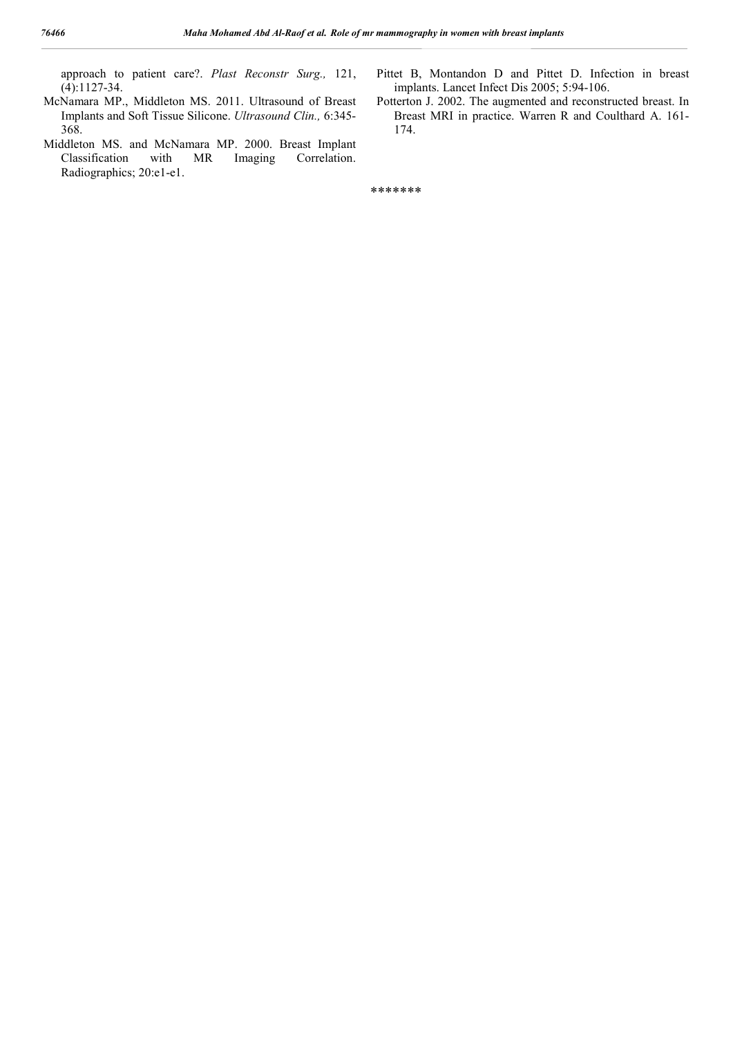approach to patient care?. *Plast Reconstr Surg.,* 121, (4):1127-34.

McNamara MP., Middleton MS. 2011. Ultrasound of Breast Implants and Soft Tissue Silicone. *Ultrasound Clin.,* 6:345-368.

Middleton MS. and McNamara MP. 2000. Breast Implant Classification with MR Imaging Correlation. Radiographics; 20:e1-e1.

Pittet B, Montandon D and Pittet D. Infection in breast implants. Lancet Infect Dis 2005; 5:94-106.

Potterton J. 2002. The augmented and reconstructed breast. In Breast MRI in practice. Warren R and Coulthard A. 161-174.

*******